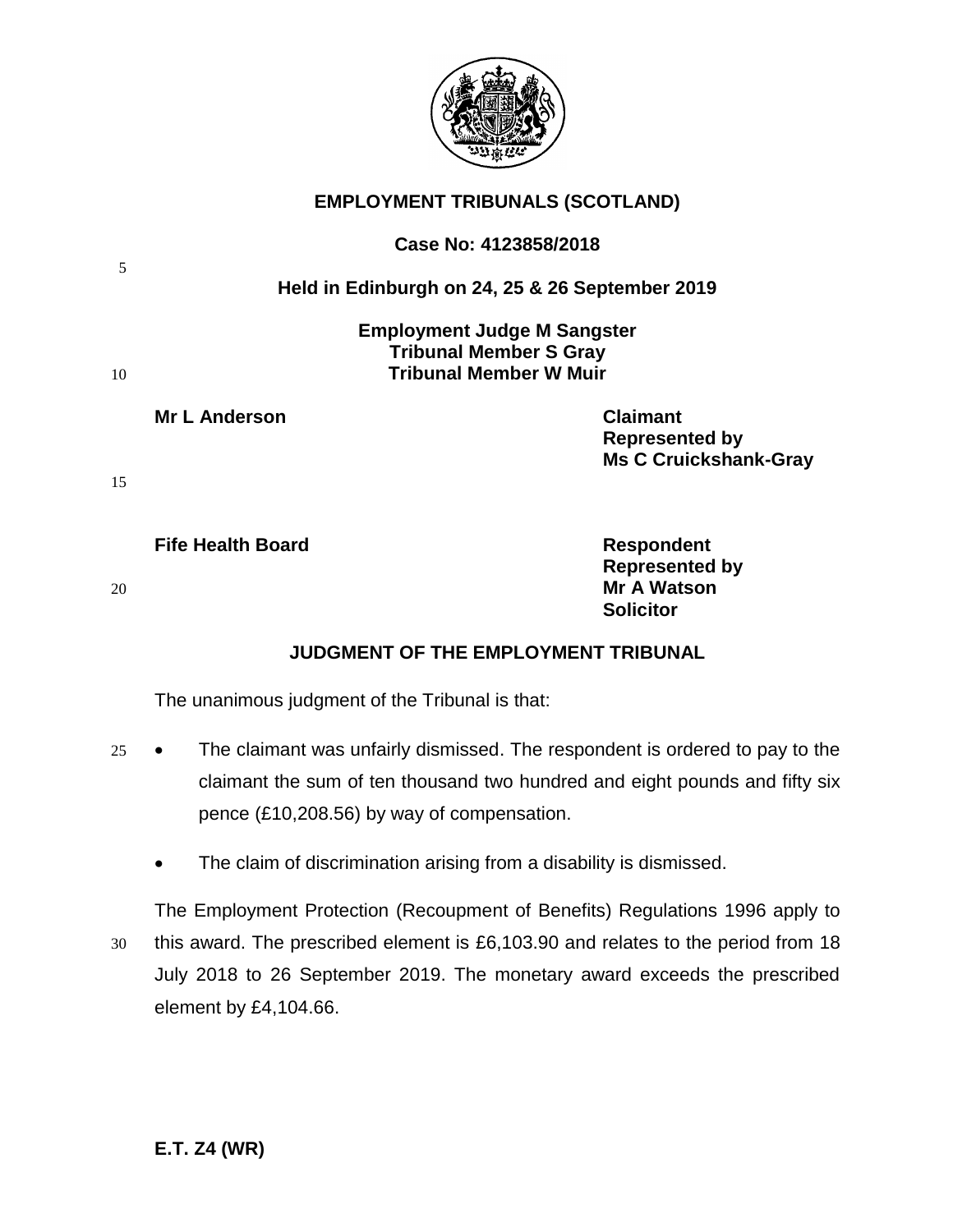# EMPLOYMENT TRIBUNALS (SCOTLAND)

**Case No: 4123858/2018**

**Held in Edinburgh on 24, 25 & 26 September 2019**

**Employment Judge M Sangster**
**Tribunal Member S Gray**
**Tribunal Member W Muir**

| | |
|---|---|
| **Mr L Anderson** | **Claimant** **Represented by** **Ms C Cruickshank-Gray** |
| **Fife Health Board** | **Respondent** **Represented by** **Mr A Watson** **Solicitor** |

## JUDGMENT OF THE EMPLOYMENT TRIBUNAL

The unanimous judgment of the Tribunal is that:

- The claimant was unfairly dismissed. The respondent is ordered to pay to the claimant the sum of ten thousand two hundred and eight pounds and fifty six pence (£10,208.56) by way of compensation.
- The claim of discrimination arising from a disability is dismissed.

The Employment Protection (Recoupment of Benefits) Regulations 1996 apply to this award. The prescribed element is £6,103.90 and relates to the period from 18 July 2018 to 26 September 2019. The monetary award exceeds the prescribed element by £4,104.66.

**E.T. Z4 (WR)**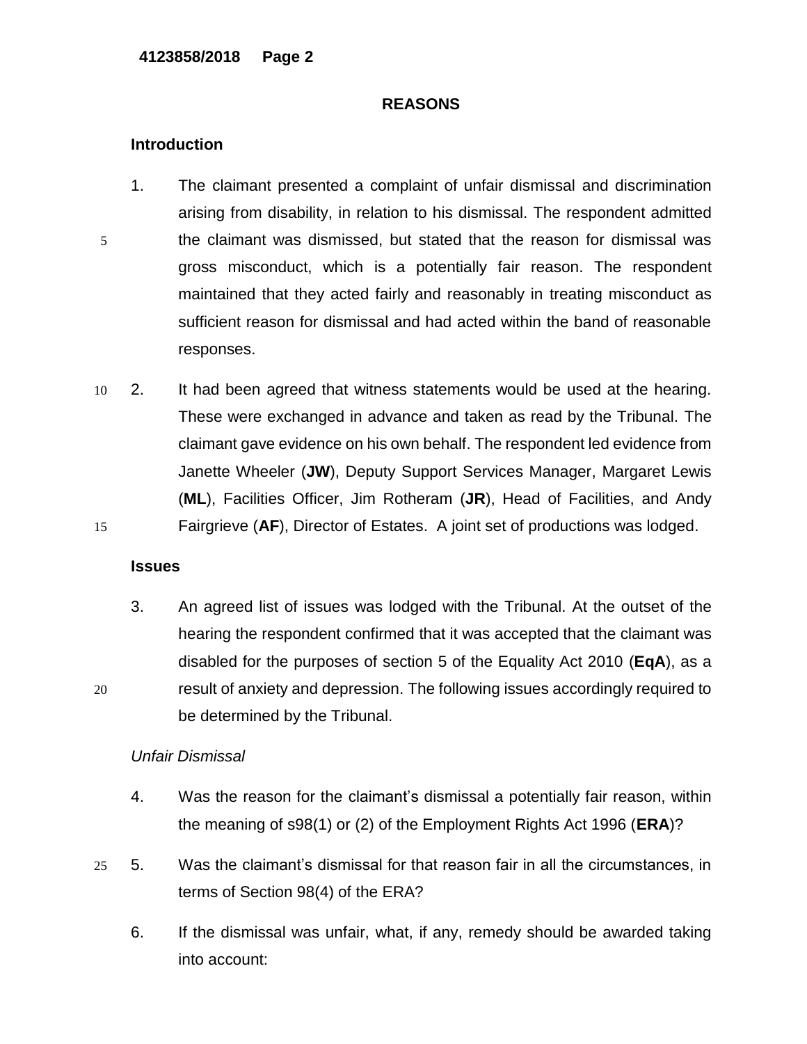## REASONS

### Introduction

1. The claimant presented a complaint of unfair dismissal and discrimination arising from disability, in relation to his dismissal. The respondent admitted the claimant was dismissed, but stated that the reason for dismissal was gross misconduct, which is a potentially fair reason. The respondent maintained that they acted fairly and reasonably in treating misconduct as sufficient reason for dismissal and had acted within the band of reasonable responses.

2. It had been agreed that witness statements would be used at the hearing. These were exchanged in advance and taken as read by the Tribunal. The claimant gave evidence on his own behalf. The respondent led evidence from Janette Wheeler (**JW**), Deputy Support Services Manager, Margaret Lewis (**ML**), Facilities Officer, Jim Rotheram (**JR**), Head of Facilities, and Andy Fairgrieve (**AF**), Director of Estates. A joint set of productions was lodged.

### Issues

3. An agreed list of issues was lodged with the Tribunal. At the outset of the hearing the respondent confirmed that it was accepted that the claimant was disabled for the purposes of section 5 of the Equality Act 2010 (**EqA**), as a result of anxiety and depression. The following issues accordingly required to be determined by the Tribunal.

*Unfair Dismissal*

4. Was the reason for the claimant's dismissal a potentially fair reason, within the meaning of s98(1) or (2) of the Employment Rights Act 1996 (**ERA**)?

5. Was the claimant's dismissal for that reason fair in all the circumstances, in terms of Section 98(4) of the ERA?

6. If the dismissal was unfair, what, if any, remedy should be awarded taking into account: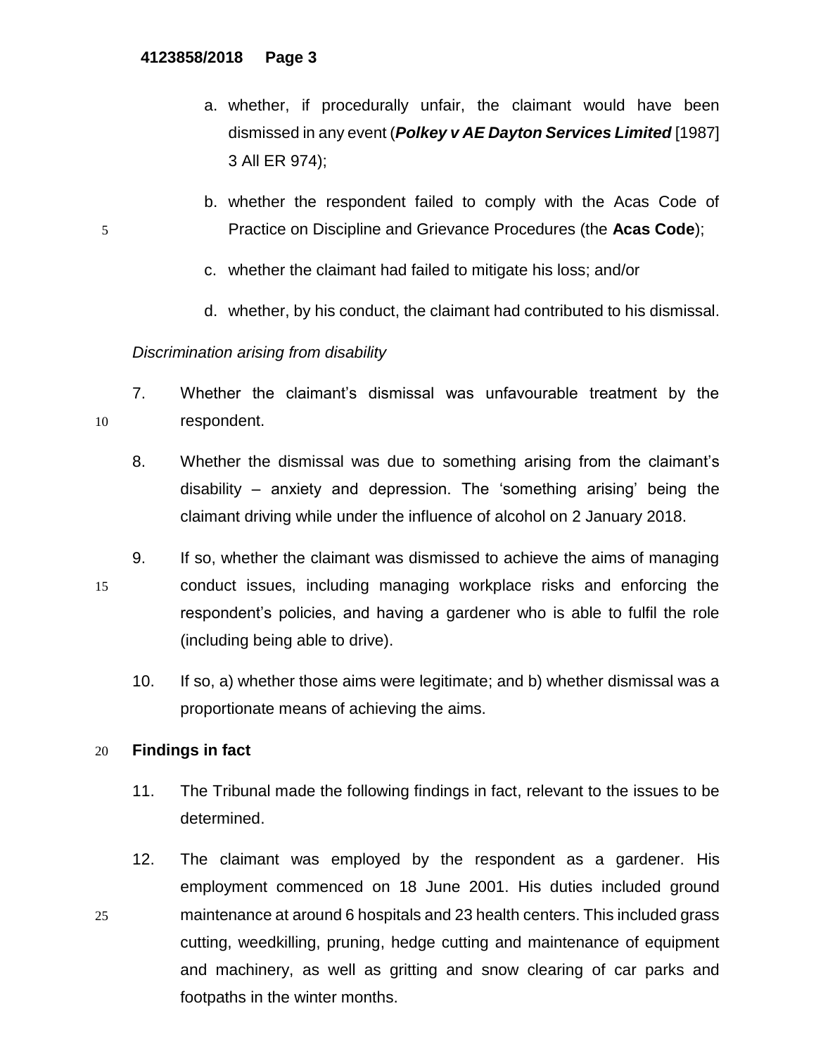a. whether, if procedurally unfair, the claimant would have been dismissed in any event (***Polkey v AE Dayton Services Limited*** [1987] 3 All ER 974);

b. whether the respondent failed to comply with the Acas Code of Practice on Discipline and Grievance Procedures (the **Acas Code**);

c. whether the claimant had failed to mitigate his loss; and/or

d. whether, by his conduct, the claimant had contributed to his dismissal.

*Discrimination arising from disability*

7. Whether the claimant's dismissal was unfavourable treatment by the respondent.

8. Whether the dismissal was due to something arising from the claimant's disability – anxiety and depression. The 'something arising' being the claimant driving while under the influence of alcohol on 2 January 2018.

9. If so, whether the claimant was dismissed to achieve the aims of managing conduct issues, including managing workplace risks and enforcing the respondent's policies, and having a gardener who is able to fulfil the role (including being able to drive).

10. If so, a) whether those aims were legitimate; and b) whether dismissal was a proportionate means of achieving the aims.

**Findings in fact**

11. The Tribunal made the following findings in fact, relevant to the issues to be determined.

12. The claimant was employed by the respondent as a gardener. His employment commenced on 18 June 2001. His duties included ground maintenance at around 6 hospitals and 23 health centers. This included grass cutting, weedkilling, pruning, hedge cutting and maintenance of equipment and machinery, as well as gritting and snow clearing of car parks and footpaths in the winter months.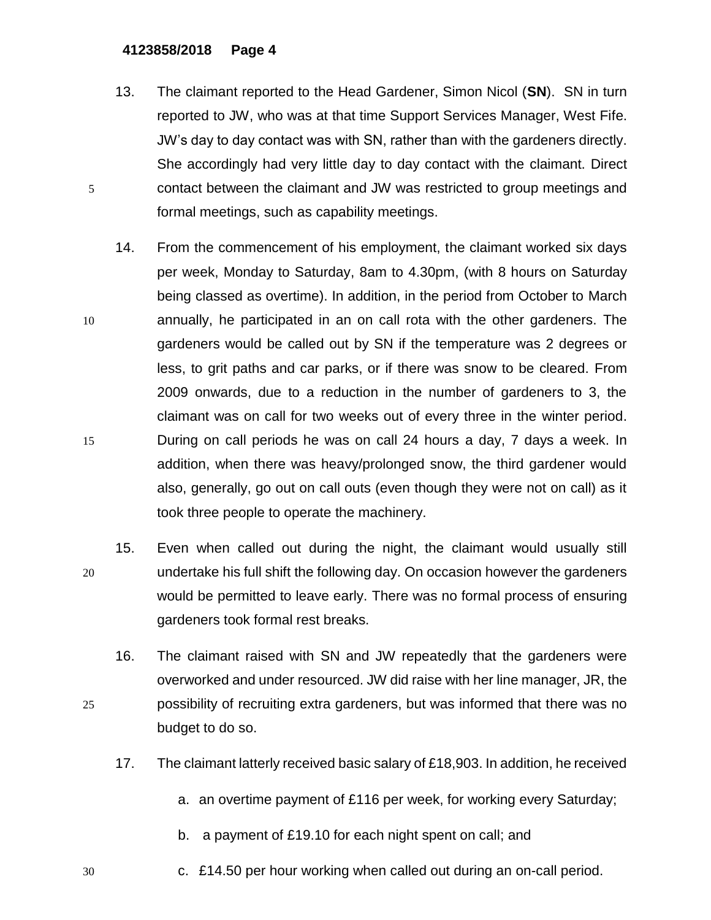13. The claimant reported to the Head Gardener, Simon Nicol (**SN**). SN in turn reported to JW, who was at that time Support Services Manager, West Fife. JW's day to day contact was with SN, rather than with the gardeners directly. She accordingly had very little day to day contact with the claimant. Direct contact between the claimant and JW was restricted to group meetings and formal meetings, such as capability meetings.

14. From the commencement of his employment, the claimant worked six days per week, Monday to Saturday, 8am to 4.30pm, (with 8 hours on Saturday being classed as overtime). In addition, in the period from October to March annually, he participated in an on call rota with the other gardeners. The gardeners would be called out by SN if the temperature was 2 degrees or less, to grit paths and car parks, or if there was snow to be cleared. From 2009 onwards, due to a reduction in the number of gardeners to 3, the claimant was on call for two weeks out of every three in the winter period. During on call periods he was on call 24 hours a day, 7 days a week. In addition, when there was heavy/prolonged snow, the third gardener would also, generally, go out on call outs (even though they were not on call) as it took three people to operate the machinery.

15. Even when called out during the night, the claimant would usually still undertake his full shift the following day. On occasion however the gardeners would be permitted to leave early. There was no formal process of ensuring gardeners took formal rest breaks.

16. The claimant raised with SN and JW repeatedly that the gardeners were overworked and under resourced. JW did raise with her line manager, JR, the possibility of recruiting extra gardeners, but was informed that there was no budget to do so.

17. The claimant latterly received basic salary of £18,903. In addition, he received

    a. an overtime payment of £116 per week, for working every Saturday;

    b. a payment of £19.10 for each night spent on call; and

    c. £14.50 per hour working when called out during an on-call period.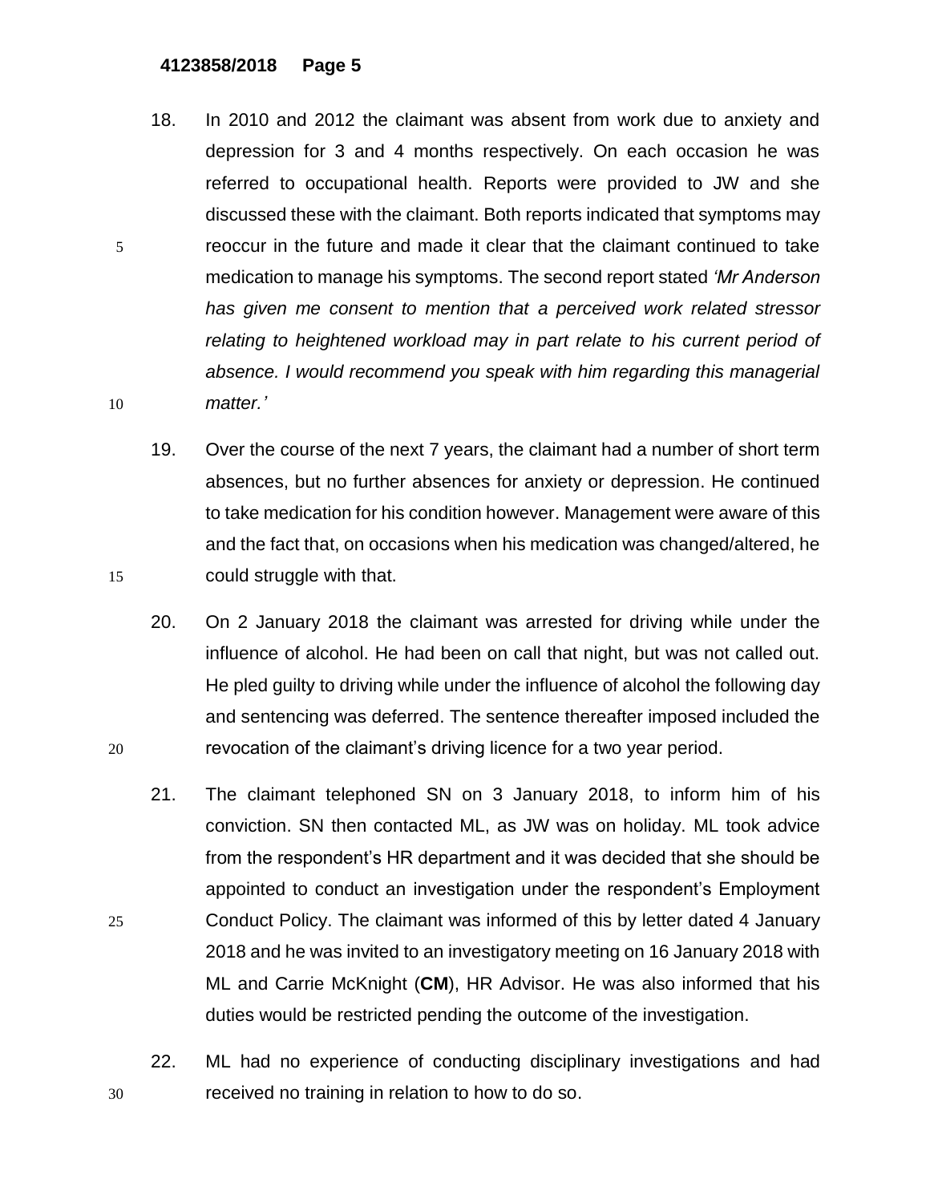18. In 2010 and 2012 the claimant was absent from work due to anxiety and depression for 3 and 4 months respectively. On each occasion he was referred to occupational health. Reports were provided to JW and she discussed these with the claimant. Both reports indicated that symptoms may reoccur in the future and made it clear that the claimant continued to take medication to manage his symptoms. The second report stated *'Mr Anderson has given me consent to mention that a perceived work related stressor relating to heightened workload may in part relate to his current period of absence. I would recommend you speak with him regarding this managerial matter.'*

19. Over the course of the next 7 years, the claimant had a number of short term absences, but no further absences for anxiety or depression. He continued to take medication for his condition however. Management were aware of this and the fact that, on occasions when his medication was changed/altered, he could struggle with that.

20. On 2 January 2018 the claimant was arrested for driving while under the influence of alcohol. He had been on call that night, but was not called out. He pled guilty to driving while under the influence of alcohol the following day and sentencing was deferred. The sentence thereafter imposed included the revocation of the claimant's driving licence for a two year period.

21. The claimant telephoned SN on 3 January 2018, to inform him of his conviction. SN then contacted ML, as JW was on holiday. ML took advice from the respondent's HR department and it was decided that she should be appointed to conduct an investigation under the respondent's Employment Conduct Policy. The claimant was informed of this by letter dated 4 January 2018 and he was invited to an investigatory meeting on 16 January 2018 with ML and Carrie McKnight (**CM**), HR Advisor. He was also informed that his duties would be restricted pending the outcome of the investigation.

22. ML had no experience of conducting disciplinary investigations and had received no training in relation to how to do so.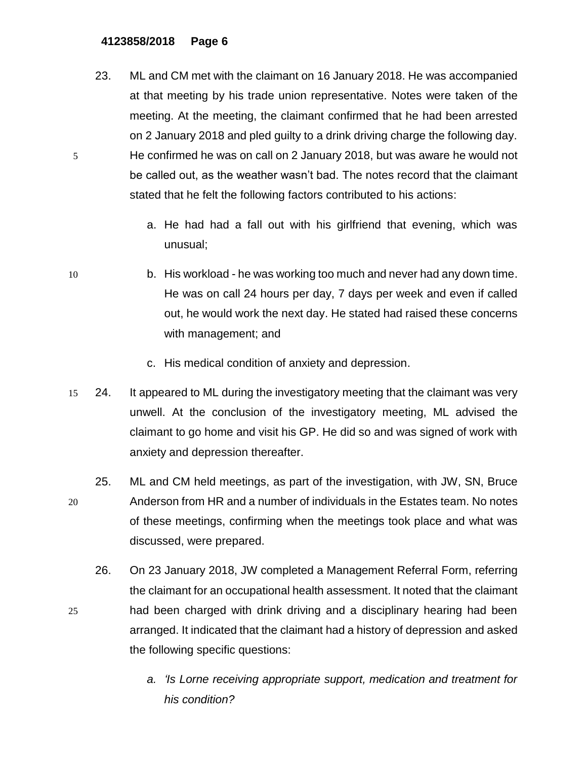23. ML and CM met with the claimant on 16 January 2018. He was accompanied at that meeting by his trade union representative. Notes were taken of the meeting. At the meeting, the claimant confirmed that he had been arrested on 2 January 2018 and pled guilty to a drink driving charge the following day. He confirmed he was on call on 2 January 2018, but was aware he would not be called out, as the weather wasn't bad. The notes record that the claimant stated that he felt the following factors contributed to his actions:

   a. He had had a fall out with his girlfriend that evening, which was unusual;

   b. His workload - he was working too much and never had any down time. He was on call 24 hours per day, 7 days per week and even if called out, he would work the next day. He stated had raised these concerns with management; and

   c. His medical condition of anxiety and depression.

24. It appeared to ML during the investigatory meeting that the claimant was very unwell. At the conclusion of the investigatory meeting, ML advised the claimant to go home and visit his GP. He did so and was signed of work with anxiety and depression thereafter.

25. ML and CM held meetings, as part of the investigation, with JW, SN, Bruce Anderson from HR and a number of individuals in the Estates team. No notes of these meetings, confirming when the meetings took place and what was discussed, were prepared.

26. On 23 January 2018, JW completed a Management Referral Form, referring the claimant for an occupational health assessment. It noted that the claimant had been charged with drink driving and a disciplinary hearing had been arranged. It indicated that the claimant had a history of depression and asked the following specific questions:

   a. *'Is Lorne receiving appropriate support, medication and treatment for his condition?*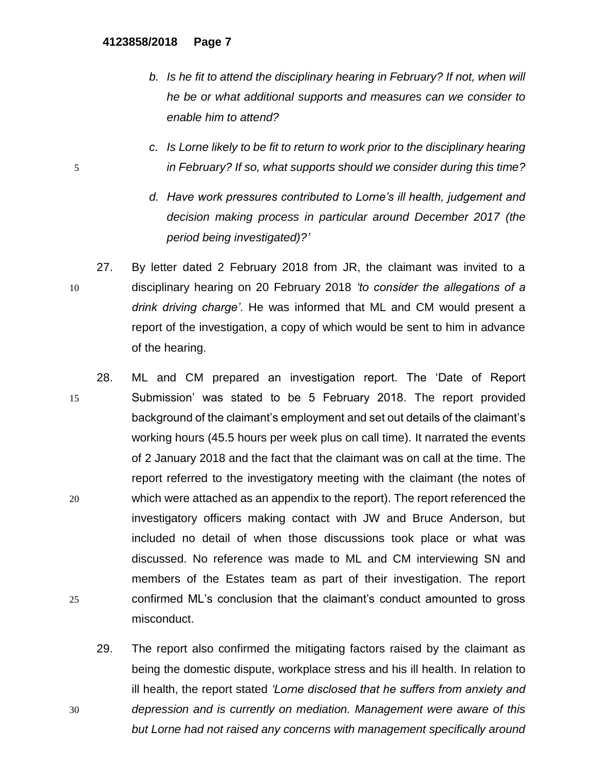*b. Is he fit to attend the disciplinary hearing in February? If not, when will he be or what additional supports and measures can we consider to enable him to attend?*

*c. Is Lorne likely to be fit to return to work prior to the disciplinary hearing in February? If so, what supports should we consider during this time?*

*d. Have work pressures contributed to Lorne's ill health, judgement and decision making process in particular around December 2017 (the period being investigated)?'*

27. By letter dated 2 February 2018 from JR, the claimant was invited to a disciplinary hearing on 20 February 2018 *'to consider the allegations of a drink driving charge'*. He was informed that ML and CM would present a report of the investigation, a copy of which would be sent to him in advance of the hearing.

28. ML and CM prepared an investigation report. The 'Date of Report Submission' was stated to be 5 February 2018. The report provided background of the claimant's employment and set out details of the claimant's working hours (45.5 hours per week plus on call time). It narrated the events of 2 January 2018 and the fact that the claimant was on call at the time. The report referred to the investigatory meeting with the claimant (the notes of which were attached as an appendix to the report). The report referenced the investigatory officers making contact with JW and Bruce Anderson, but included no detail of when those discussions took place or what was discussed. No reference was made to ML and CM interviewing SN and members of the Estates team as part of their investigation. The report confirmed ML's conclusion that the claimant's conduct amounted to gross misconduct.

29. The report also confirmed the mitigating factors raised by the claimant as being the domestic dispute, workplace stress and his ill health. In relation to ill health, the report stated *'Lorne disclosed that he suffers from anxiety and depression and is currently on mediation. Management were aware of this but Lorne had not raised any concerns with management specifically around*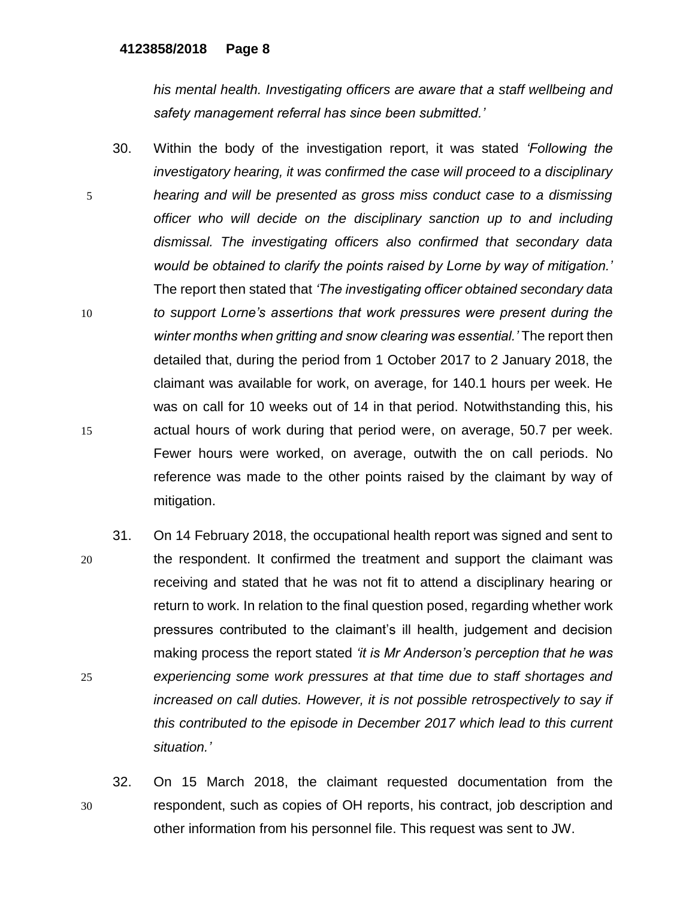*his mental health. Investigating officers are aware that a staff wellbeing and safety management referral has since been submitted.'*

30. Within the body of the investigation report, it was stated *'Following the investigatory hearing, it was confirmed the case will proceed to a disciplinary hearing and will be presented as gross miss conduct case to a dismissing officer who will decide on the disciplinary sanction up to and including dismissal. The investigating officers also confirmed that secondary data would be obtained to clarify the points raised by Lorne by way of mitigation.'* The report then stated that *'The investigating officer obtained secondary data to support Lorne's assertions that work pressures were present during the winter months when gritting and snow clearing was essential.'* The report then detailed that, during the period from 1 October 2017 to 2 January 2018, the claimant was available for work, on average, for 140.1 hours per week. He was on call for 10 weeks out of 14 in that period. Notwithstanding this, his actual hours of work during that period were, on average, 50.7 per week. Fewer hours were worked, on average, outwith the on call periods. No reference was made to the other points raised by the claimant by way of mitigation.

31. On 14 February 2018, the occupational health report was signed and sent to the respondent. It confirmed the treatment and support the claimant was receiving and stated that he was not fit to attend a disciplinary hearing or return to work. In relation to the final question posed, regarding whether work pressures contributed to the claimant's ill health, judgement and decision making process the report stated *'it is Mr Anderson's perception that he was experiencing some work pressures at that time due to staff shortages and increased on call duties. However, it is not possible retrospectively to say if this contributed to the episode in December 2017 which lead to this current situation.'*

32. On 15 March 2018, the claimant requested documentation from the respondent, such as copies of OH reports, his contract, job description and other information from his personnel file. This request was sent to JW.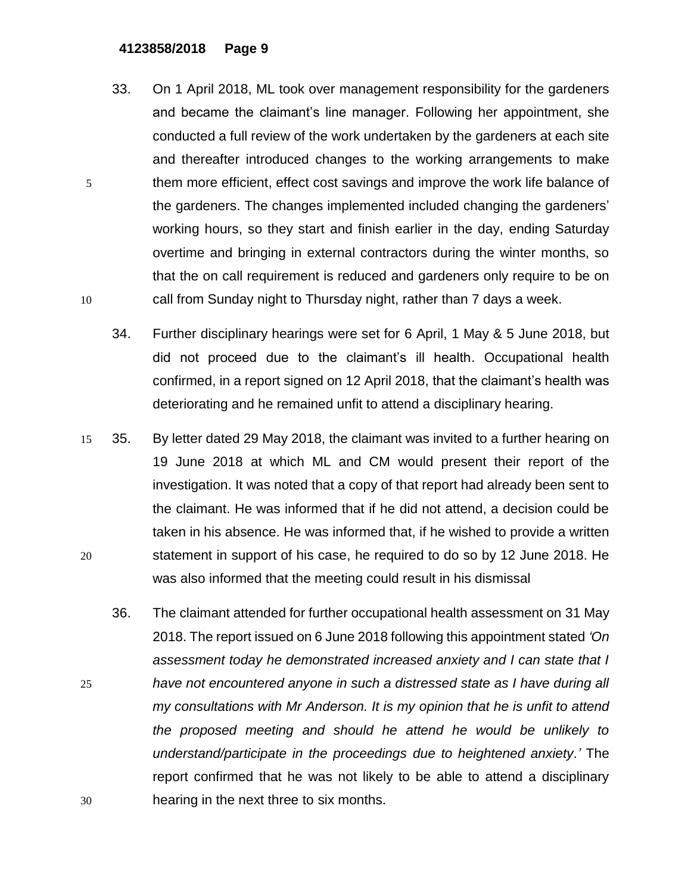33. On 1 April 2018, ML took over management responsibility for the gardeners and became the claimant's line manager. Following her appointment, she conducted a full review of the work undertaken by the gardeners at each site and thereafter introduced changes to the working arrangements to make them more efficient, effect cost savings and improve the work life balance of the gardeners. The changes implemented included changing the gardeners' working hours, so they start and finish earlier in the day, ending Saturday overtime and bringing in external contractors during the winter months, so that the on call requirement is reduced and gardeners only require to be on call from Sunday night to Thursday night, rather than 7 days a week.

34. Further disciplinary hearings were set for 6 April, 1 May & 5 June 2018, but did not proceed due to the claimant's ill health. Occupational health confirmed, in a report signed on 12 April 2018, that the claimant's health was deteriorating and he remained unfit to attend a disciplinary hearing.

35. By letter dated 29 May 2018, the claimant was invited to a further hearing on 19 June 2018 at which ML and CM would present their report of the investigation. It was noted that a copy of that report had already been sent to the claimant. He was informed that if he did not attend, a decision could be taken in his absence. He was informed that, if he wished to provide a written statement in support of his case, he required to do so by 12 June 2018. He was also informed that the meeting could result in his dismissal

36. The claimant attended for further occupational health assessment on 31 May 2018. The report issued on 6 June 2018 following this appointment stated *'On assessment today he demonstrated increased anxiety and I can state that I have not encountered anyone in such a distressed state as I have during all my consultations with Mr Anderson. It is my opinion that he is unfit to attend the proposed meeting and should he attend he would be unlikely to understand/participate in the proceedings due to heightened anxiety.'* The report confirmed that he was not likely to be able to attend a disciplinary hearing in the next three to six months.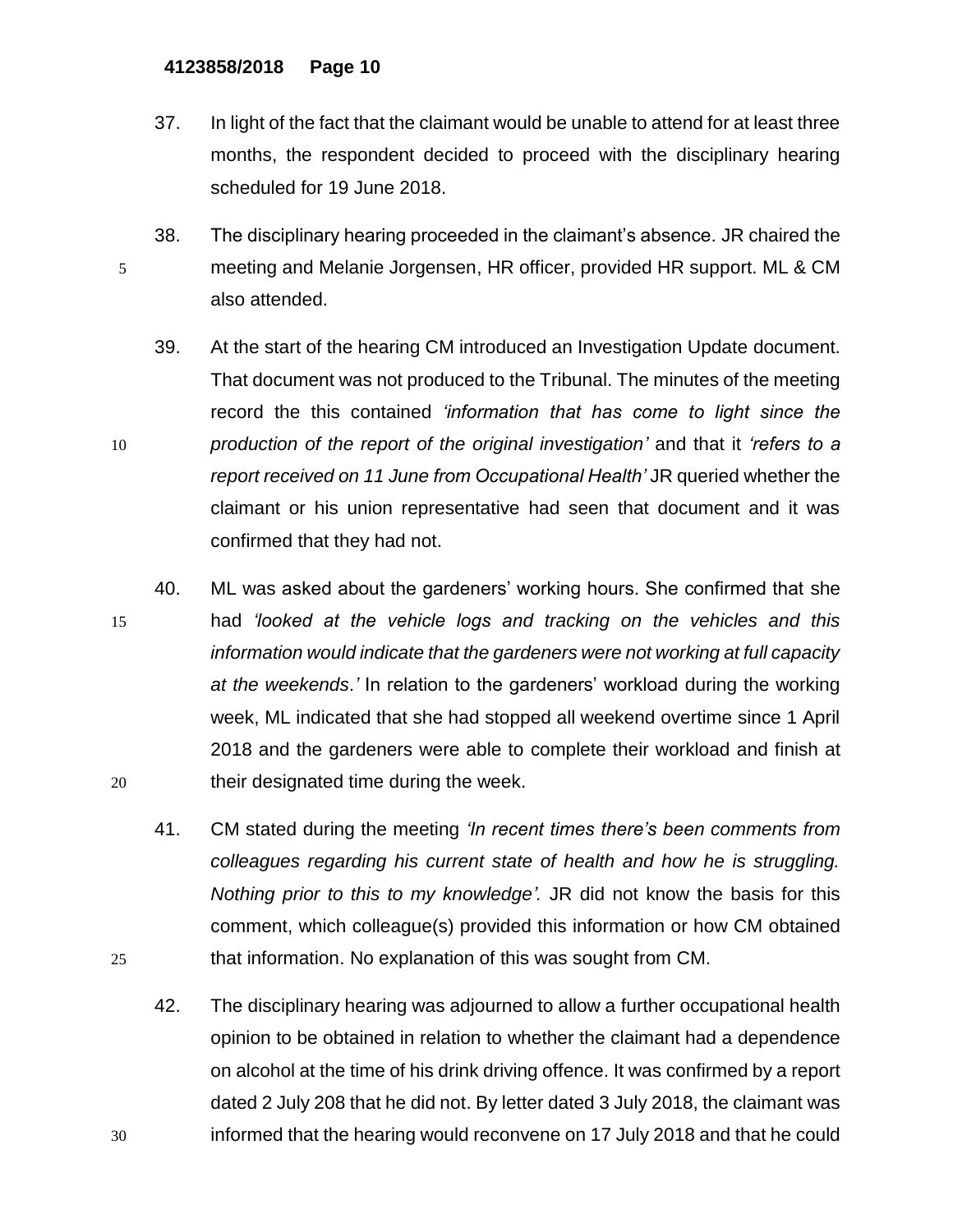37. In light of the fact that the claimant would be unable to attend for at least three months, the respondent decided to proceed with the disciplinary hearing scheduled for 19 June 2018.

38. The disciplinary hearing proceeded in the claimant's absence. JR chaired the meeting and Melanie Jorgensen, HR officer, provided HR support. ML & CM also attended.

39. At the start of the hearing CM introduced an Investigation Update document. That document was not produced to the Tribunal. The minutes of the meeting record the this contained *'information that has come to light since the production of the report of the original investigation'* and that it *'refers to a report received on 11 June from Occupational Health'* JR queried whether the claimant or his union representative had seen that document and it was confirmed that they had not.

40. ML was asked about the gardeners' working hours. She confirmed that she had *'looked at the vehicle logs and tracking on the vehicles and this information would indicate that the gardeners were not working at full capacity at the weekends.'* In relation to the gardeners' workload during the working week, ML indicated that she had stopped all weekend overtime since 1 April 2018 and the gardeners were able to complete their workload and finish at their designated time during the week.

41. CM stated during the meeting *'In recent times there's been comments from colleagues regarding his current state of health and how he is struggling. Nothing prior to this to my knowledge'.* JR did not know the basis for this comment, which colleague(s) provided this information or how CM obtained that information. No explanation of this was sought from CM.

42. The disciplinary hearing was adjourned to allow a further occupational health opinion to be obtained in relation to whether the claimant had a dependence on alcohol at the time of his drink driving offence. It was confirmed by a report dated 2 July 208 that he did not. By letter dated 3 July 2018, the claimant was informed that the hearing would reconvene on 17 July 2018 and that he could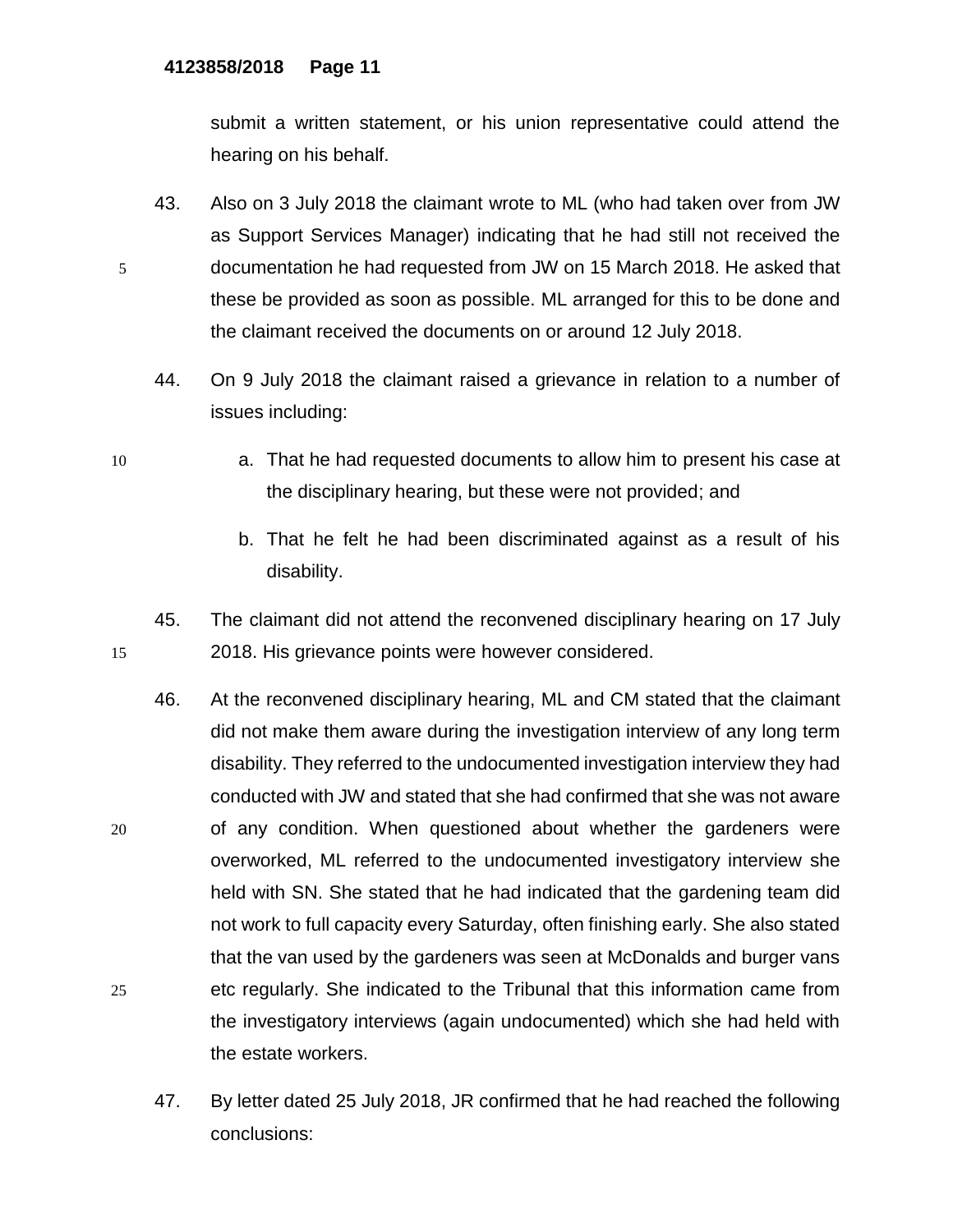submit a written statement, or his union representative could attend the hearing on his behalf.

43. Also on 3 July 2018 the claimant wrote to ML (who had taken over from JW as Support Services Manager) indicating that he had still not received the documentation he had requested from JW on 15 March 2018. He asked that these be provided as soon as possible. ML arranged for this to be done and the claimant received the documents on or around 12 July 2018.

44. On 9 July 2018 the claimant raised a grievance in relation to a number of issues including:

    a. That he had requested documents to allow him to present his case at the disciplinary hearing, but these were not provided; and

    b. That he felt he had been discriminated against as a result of his disability.

45. The claimant did not attend the reconvened disciplinary hearing on 17 July 2018. His grievance points were however considered.

46. At the reconvened disciplinary hearing, ML and CM stated that the claimant did not make them aware during the investigation interview of any long term disability. They referred to the undocumented investigation interview they had conducted with JW and stated that she had confirmed that she was not aware of any condition. When questioned about whether the gardeners were overworked, ML referred to the undocumented investigatory interview she held with SN. She stated that he had indicated that the gardening team did not work to full capacity every Saturday, often finishing early. She also stated that the van used by the gardeners was seen at McDonalds and burger vans etc regularly. She indicated to the Tribunal that this information came from the investigatory interviews (again undocumented) which she had held with the estate workers.

47. By letter dated 25 July 2018, JR confirmed that he had reached the following conclusions: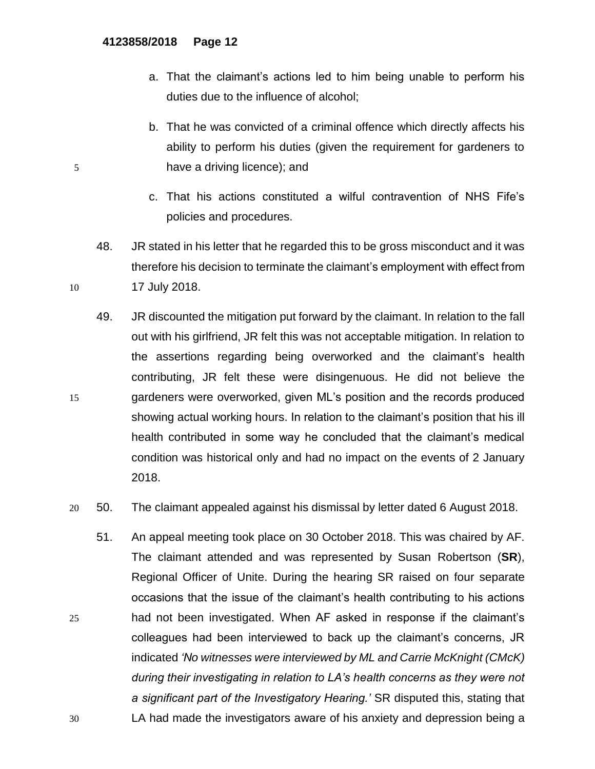a. That the claimant's actions led to him being unable to perform his duties due to the influence of alcohol;

b. That he was convicted of a criminal offence which directly affects his ability to perform his duties (given the requirement for gardeners to have a driving licence); and

c. That his actions constituted a wilful contravention of NHS Fife's policies and procedures.

48. JR stated in his letter that he regarded this to be gross misconduct and it was therefore his decision to terminate the claimant's employment with effect from 17 July 2018.

49. JR discounted the mitigation put forward by the claimant. In relation to the fall out with his girlfriend, JR felt this was not acceptable mitigation. In relation to the assertions regarding being overworked and the claimant's health contributing, JR felt these were disingenuous. He did not believe the gardeners were overworked, given ML's position and the records produced showing actual working hours. In relation to the claimant's position that his ill health contributed in some way he concluded that the claimant's medical condition was historical only and had no impact on the events of 2 January 2018.

50. The claimant appealed against his dismissal by letter dated 6 August 2018.

51. An appeal meeting took place on 30 October 2018. This was chaired by AF. The claimant attended and was represented by Susan Robertson (**SR**), Regional Officer of Unite. During the hearing SR raised on four separate occasions that the issue of the claimant's health contributing to his actions had not been investigated. When AF asked in response if the claimant's colleagues had been interviewed to back up the claimant's concerns, JR indicated *'No witnesses were interviewed by ML and Carrie McKnight (CMcK) during their investigating in relation to LA's health concerns as they were not a significant part of the Investigatory Hearing.'* SR disputed this, stating that LA had made the investigators aware of his anxiety and depression being a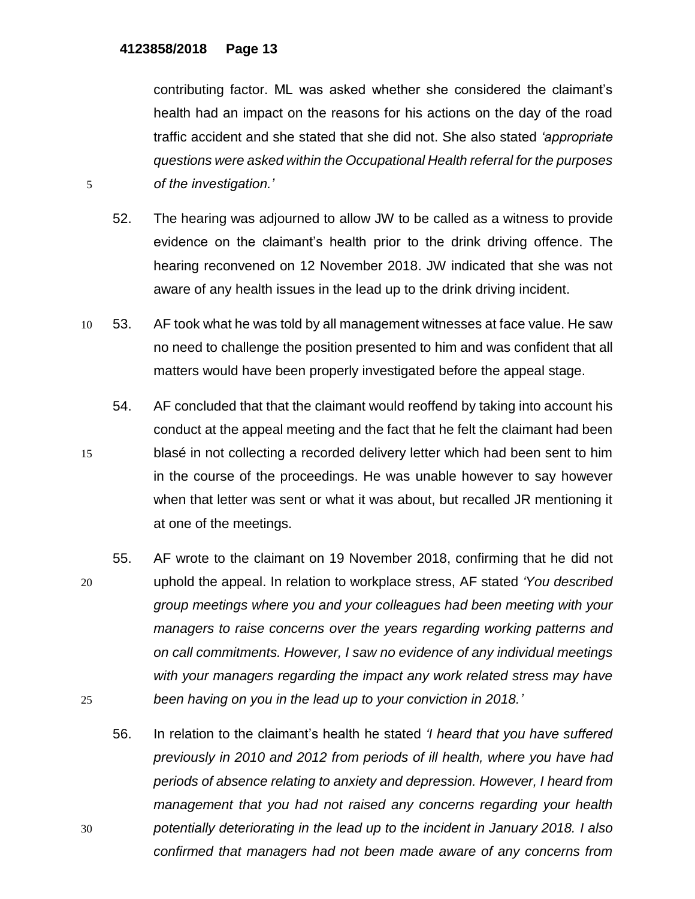contributing factor. ML was asked whether she considered the claimant's health had an impact on the reasons for his actions on the day of the road traffic accident and she stated that she did not. She also stated *'appropriate questions were asked within the Occupational Health referral for the purposes of the investigation.'*

52. The hearing was adjourned to allow JW to be called as a witness to provide evidence on the claimant's health prior to the drink driving offence. The hearing reconvened on 12 November 2018. JW indicated that she was not aware of any health issues in the lead up to the drink driving incident.

53. AF took what he was told by all management witnesses at face value. He saw no need to challenge the position presented to him and was confident that all matters would have been properly investigated before the appeal stage.

54. AF concluded that that the claimant would reoffend by taking into account his conduct at the appeal meeting and the fact that he felt the claimant had been blasé in not collecting a recorded delivery letter which had been sent to him in the course of the proceedings. He was unable however to say however when that letter was sent or what it was about, but recalled JR mentioning it at one of the meetings.

55. AF wrote to the claimant on 19 November 2018, confirming that he did not uphold the appeal. In relation to workplace stress, AF stated *'You described group meetings where you and your colleagues had been meeting with your managers to raise concerns over the years regarding working patterns and on call commitments. However, I saw no evidence of any individual meetings with your managers regarding the impact any work related stress may have been having on you in the lead up to your conviction in 2018.'*

56. In relation to the claimant's health he stated *'I heard that you have suffered previously in 2010 and 2012 from periods of ill health, where you have had periods of absence relating to anxiety and depression. However, I heard from management that you had not raised any concerns regarding your health potentially deteriorating in the lead up to the incident in January 2018. I also confirmed that managers had not been made aware of any concerns from*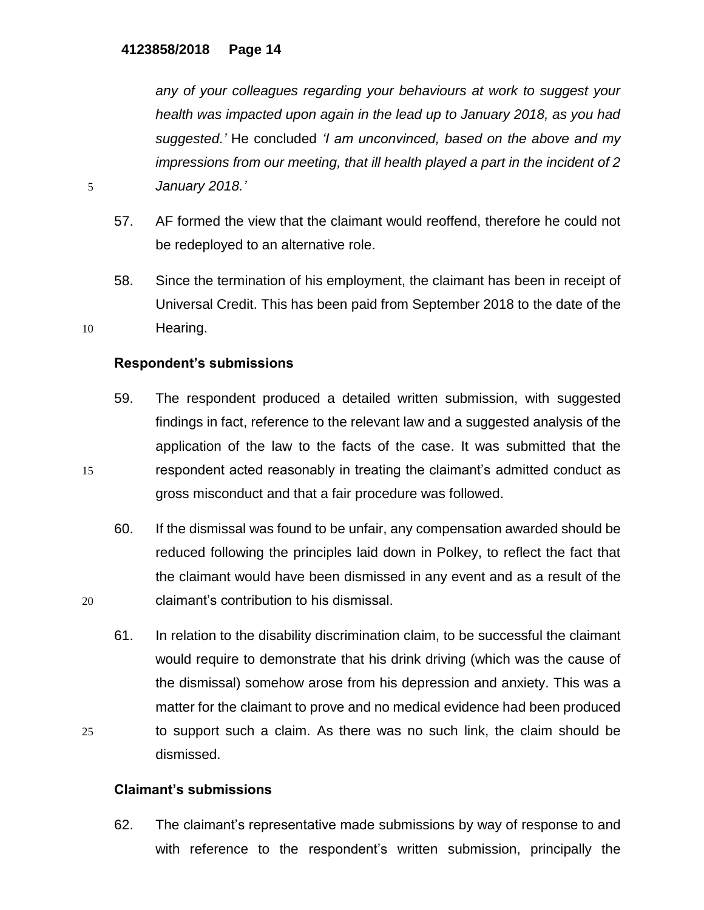*any of your colleagues regarding your behaviours at work to suggest your health was impacted upon again in the lead up to January 2018, as you had suggested.'* He concluded *'I am unconvinced, based on the above and my impressions from our meeting, that ill health played a part in the incident of 2 January 2018.'*

57. AF formed the view that the claimant would reoffend, therefore he could not be redeployed to an alternative role.

58. Since the termination of his employment, the claimant has been in receipt of Universal Credit. This has been paid from September 2018 to the date of the Hearing.

**Respondent's submissions**

59. The respondent produced a detailed written submission, with suggested findings in fact, reference to the relevant law and a suggested analysis of the application of the law to the facts of the case. It was submitted that the respondent acted reasonably in treating the claimant's admitted conduct as gross misconduct and that a fair procedure was followed.

60. If the dismissal was found to be unfair, any compensation awarded should be reduced following the principles laid down in Polkey, to reflect the fact that the claimant would have been dismissed in any event and as a result of the claimant's contribution to his dismissal.

61. In relation to the disability discrimination claim, to be successful the claimant would require to demonstrate that his drink driving (which was the cause of the dismissal) somehow arose from his depression and anxiety. This was a matter for the claimant to prove and no medical evidence had been produced to support such a claim. As there was no such link, the claim should be dismissed.

**Claimant's submissions**

62. The claimant's representative made submissions by way of response to and with reference to the respondent's written submission, principally the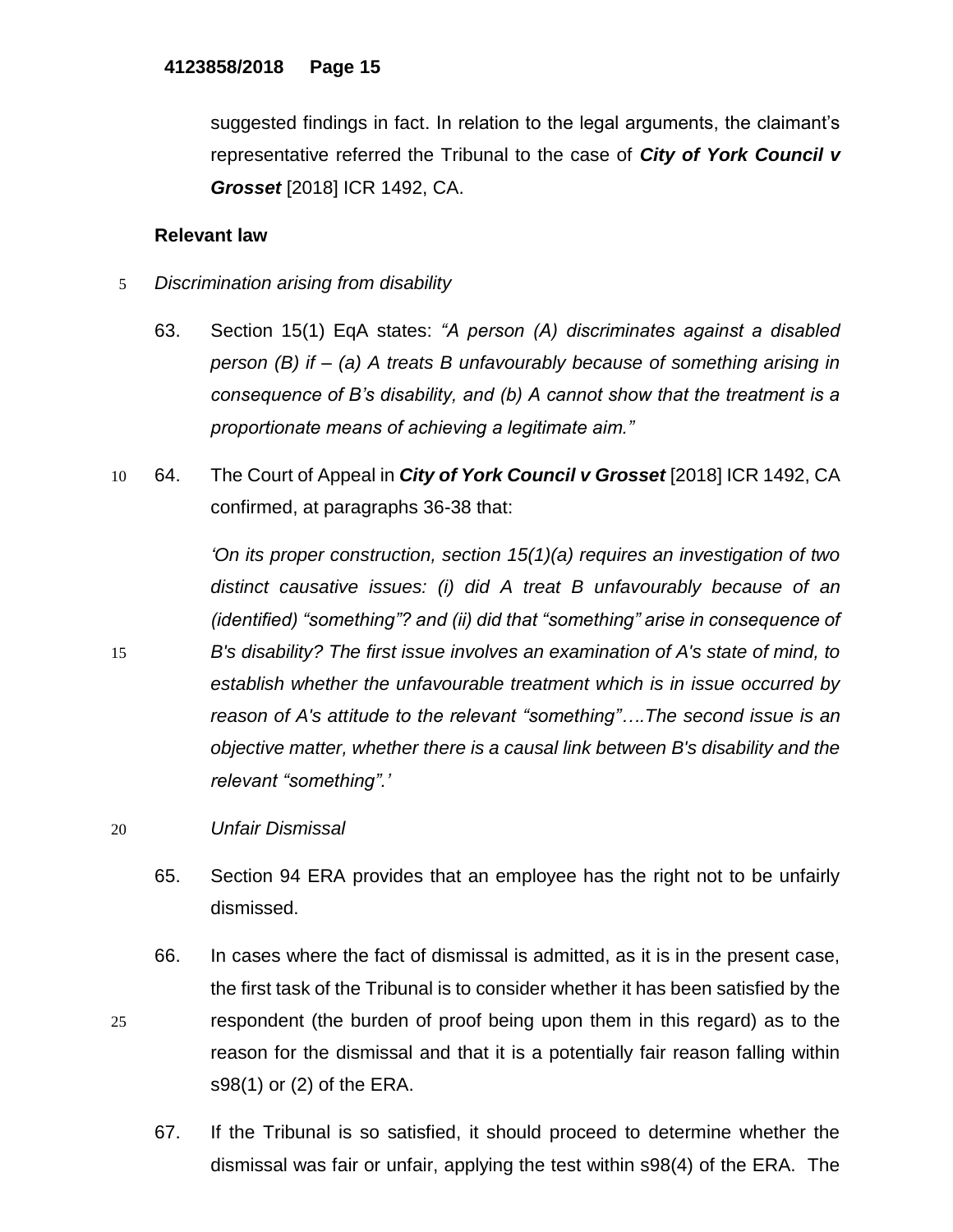suggested findings in fact. In relation to the legal arguments, the claimant's representative referred the Tribunal to the case of ***City of York Council v Grosset*** [2018] ICR 1492, CA.

**Relevant law**

*Discrimination arising from disability*

63. Section 15(1) EqA states: *"A person (A) discriminates against a disabled person (B) if – (a) A treats B unfavourably because of something arising in consequence of B's disability, and (b) A cannot show that the treatment is a proportionate means of achieving a legitimate aim."*

64. The Court of Appeal in ***City of York Council v Grosset*** [2018] ICR 1492, CA confirmed, at paragraphs 36-38 that:

    *'On its proper construction, section 15(1)(a) requires an investigation of two distinct causative issues: (i) did A treat B unfavourably because of an (identified) "something"? and (ii) did that "something" arise in consequence of B's disability? The first issue involves an examination of A's state of mind, to establish whether the unfavourable treatment which is in issue occurred by reason of A's attitude to the relevant "something"….The second issue is an objective matter, whether there is a causal link between B's disability and the relevant "something".'*

*Unfair Dismissal*

65. Section 94 ERA provides that an employee has the right not to be unfairly dismissed.

66. In cases where the fact of dismissal is admitted, as it is in the present case, the first task of the Tribunal is to consider whether it has been satisfied by the respondent (the burden of proof being upon them in this regard) as to the reason for the dismissal and that it is a potentially fair reason falling within s98(1) or (2) of the ERA.

67. If the Tribunal is so satisfied, it should proceed to determine whether the dismissal was fair or unfair, applying the test within s98(4) of the ERA. The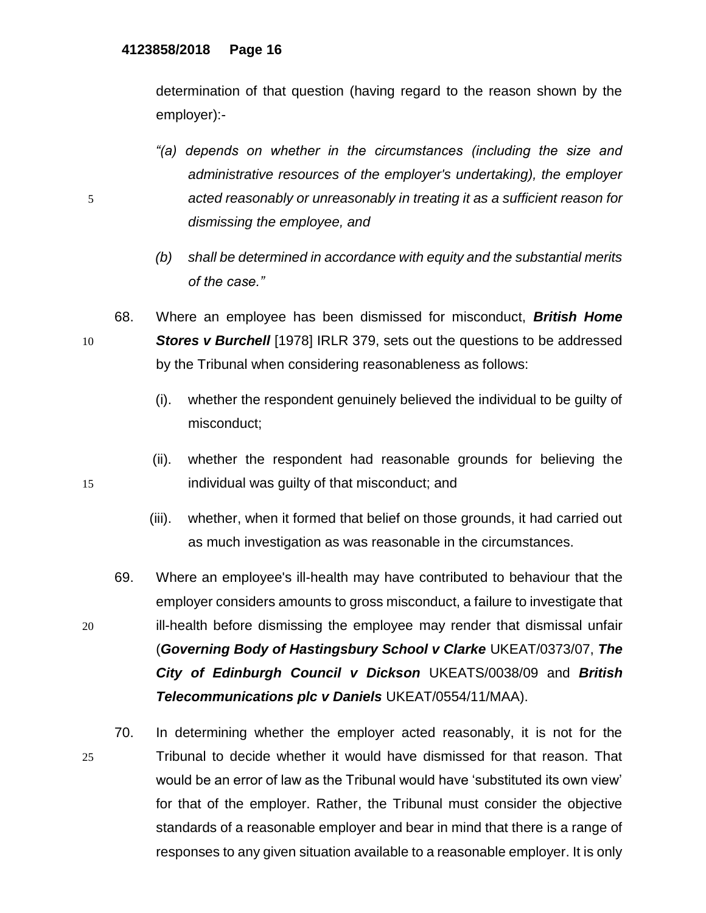determination of that question (having regard to the reason shown by the employer):-

> *"(a) depends on whether in the circumstances (including the size and administrative resources of the employer's undertaking), the employer acted reasonably or unreasonably in treating it as a sufficient reason for dismissing the employee, and*
>
> *(b) shall be determined in accordance with equity and the substantial merits of the case."*

68. Where an employee has been dismissed for misconduct, ***British Home Stores v Burchell*** [1978] IRLR 379, sets out the questions to be addressed by the Tribunal when considering reasonableness as follows:

    (i). whether the respondent genuinely believed the individual to be guilty of misconduct;

    (ii). whether the respondent had reasonable grounds for believing the individual was guilty of that misconduct; and

    (iii). whether, when it formed that belief on those grounds, it had carried out as much investigation as was reasonable in the circumstances.

69. Where an employee's ill-health may have contributed to behaviour that the employer considers amounts to gross misconduct, a failure to investigate that ill-health before dismissing the employee may render that dismissal unfair (***Governing Body of Hastingsbury School v Clarke*** UKEAT/0373/07, ***The City of Edinburgh Council v Dickson*** UKEATS/0038/09 and ***British Telecommunications plc v Daniels*** UKEAT/0554/11/MAA).

70. In determining whether the employer acted reasonably, it is not for the Tribunal to decide whether it would have dismissed for that reason. That would be an error of law as the Tribunal would have 'substituted its own view' for that of the employer. Rather, the Tribunal must consider the objective standards of a reasonable employer and bear in mind that there is a range of responses to any given situation available to a reasonable employer. It is only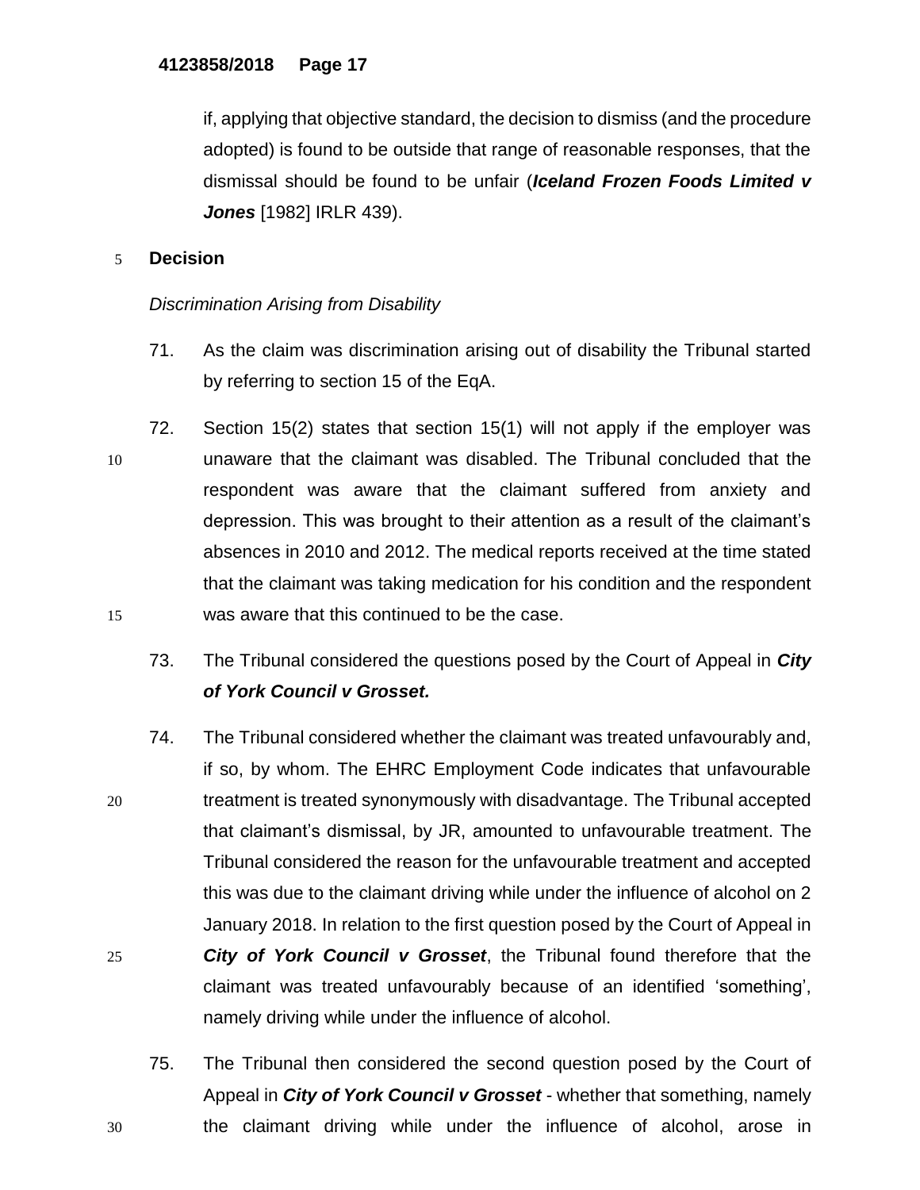if, applying that objective standard, the decision to dismiss (and the procedure adopted) is found to be outside that range of reasonable responses, that the dismissal should be found to be unfair (***Iceland Frozen Foods Limited v Jones*** [1982] IRLR 439).

## Decision

*Discrimination Arising from Disability*

71. As the claim was discrimination arising out of disability the Tribunal started by referring to section 15 of the EqA.

72. Section 15(2) states that section 15(1) will not apply if the employer was unaware that the claimant was disabled. The Tribunal concluded that the respondent was aware that the claimant suffered from anxiety and depression. This was brought to their attention as a result of the claimant's absences in 2010 and 2012. The medical reports received at the time stated that the claimant was taking medication for his condition and the respondent was aware that this continued to be the case.

73. The Tribunal considered the questions posed by the Court of Appeal in ***City of York Council v Grosset.***

74. The Tribunal considered whether the claimant was treated unfavourably and, if so, by whom. The EHRC Employment Code indicates that unfavourable treatment is treated synonymously with disadvantage. The Tribunal accepted that claimant's dismissal, by JR, amounted to unfavourable treatment. The Tribunal considered the reason for the unfavourable treatment and accepted this was due to the claimant driving while under the influence of alcohol on 2 January 2018. In relation to the first question posed by the Court of Appeal in ***City of York Council v Grosset***, the Tribunal found therefore that the claimant was treated unfavourably because of an identified 'something', namely driving while under the influence of alcohol.

75. The Tribunal then considered the second question posed by the Court of Appeal in ***City of York Council v Grosset*** - whether that something, namely the claimant driving while under the influence of alcohol, arose in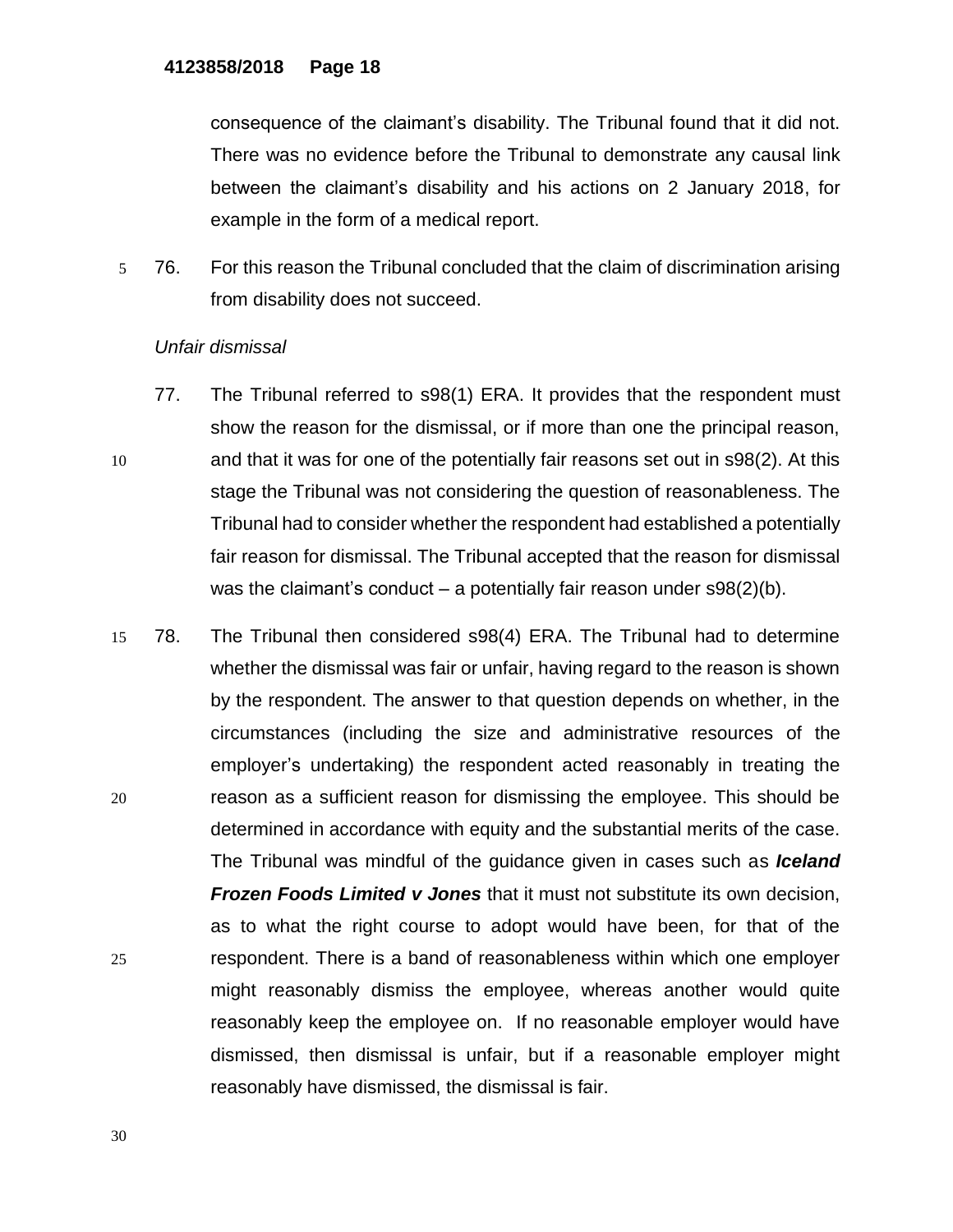consequence of the claimant's disability. The Tribunal found that it did not. There was no evidence before the Tribunal to demonstrate any causal link between the claimant's disability and his actions on 2 January 2018, for example in the form of a medical report.

76. For this reason the Tribunal concluded that the claim of discrimination arising from disability does not succeed.

*Unfair dismissal*

77. The Tribunal referred to s98(1) ERA. It provides that the respondent must show the reason for the dismissal, or if more than one the principal reason, and that it was for one of the potentially fair reasons set out in s98(2). At this stage the Tribunal was not considering the question of reasonableness. The Tribunal had to consider whether the respondent had established a potentially fair reason for dismissal. The Tribunal accepted that the reason for dismissal was the claimant's conduct – a potentially fair reason under s98(2)(b).

78. The Tribunal then considered s98(4) ERA. The Tribunal had to determine whether the dismissal was fair or unfair, having regard to the reason is shown by the respondent. The answer to that question depends on whether, in the circumstances (including the size and administrative resources of the employer's undertaking) the respondent acted reasonably in treating the reason as a sufficient reason for dismissing the employee. This should be determined in accordance with equity and the substantial merits of the case. The Tribunal was mindful of the guidance given in cases such as ***Iceland Frozen Foods Limited v Jones*** that it must not substitute its own decision, as to what the right course to adopt would have been, for that of the respondent. There is a band of reasonableness within which one employer might reasonably dismiss the employee, whereas another would quite reasonably keep the employee on. If no reasonable employer would have dismissed, then dismissal is unfair, but if a reasonable employer might reasonably have dismissed, the dismissal is fair.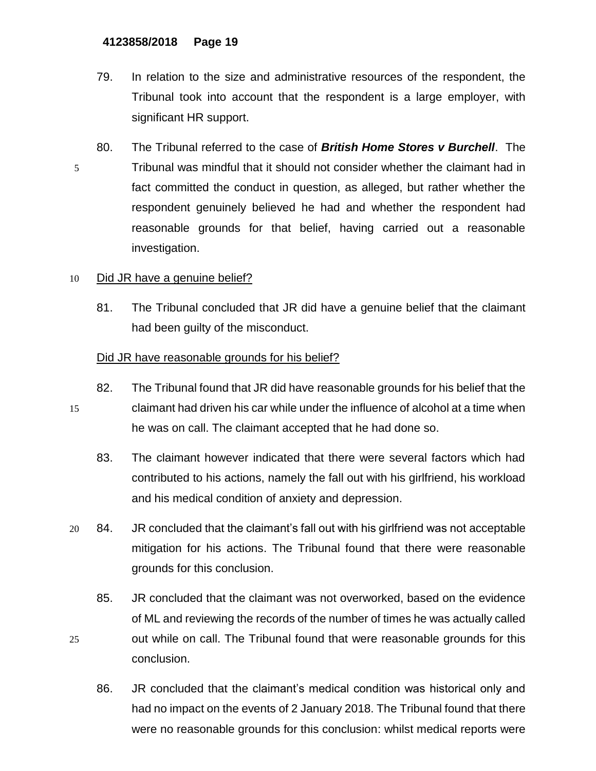79. In relation to the size and administrative resources of the respondent, the Tribunal took into account that the respondent is a large employer, with significant HR support.

80. The Tribunal referred to the case of ***British Home Stores v Burchell***. The Tribunal was mindful that it should not consider whether the claimant had in fact committed the conduct in question, as alleged, but rather whether the respondent genuinely believed he had and whether the respondent had reasonable grounds for that belief, having carried out a reasonable investigation.

<u>Did JR have a genuine belief?</u>

81. The Tribunal concluded that JR did have a genuine belief that the claimant had been guilty of the misconduct.

<u>Did JR have reasonable grounds for his belief?</u>

82. The Tribunal found that JR did have reasonable grounds for his belief that the claimant had driven his car while under the influence of alcohol at a time when he was on call. The claimant accepted that he had done so.

83. The claimant however indicated that there were several factors which had contributed to his actions, namely the fall out with his girlfriend, his workload and his medical condition of anxiety and depression.

84. JR concluded that the claimant's fall out with his girlfriend was not acceptable mitigation for his actions. The Tribunal found that there were reasonable grounds for this conclusion.

85. JR concluded that the claimant was not overworked, based on the evidence of ML and reviewing the records of the number of times he was actually called out while on call. The Tribunal found that were reasonable grounds for this conclusion.

86. JR concluded that the claimant's medical condition was historical only and had no impact on the events of 2 January 2018. The Tribunal found that there were no reasonable grounds for this conclusion: whilst medical reports were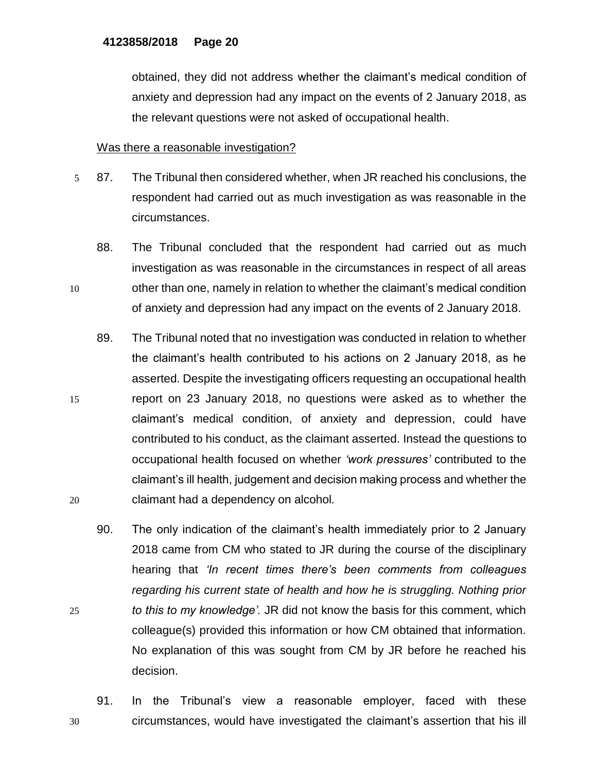obtained, they did not address whether the claimant's medical condition of anxiety and depression had any impact on the events of 2 January 2018, as the relevant questions were not asked of occupational health.

Was there a reasonable investigation?

87. The Tribunal then considered whether, when JR reached his conclusions, the respondent had carried out as much investigation as was reasonable in the circumstances.

88. The Tribunal concluded that the respondent had carried out as much investigation as was reasonable in the circumstances in respect of all areas other than one, namely in relation to whether the claimant's medical condition of anxiety and depression had any impact on the events of 2 January 2018.

89. The Tribunal noted that no investigation was conducted in relation to whether the claimant's health contributed to his actions on 2 January 2018, as he asserted. Despite the investigating officers requesting an occupational health report on 23 January 2018, no questions were asked as to whether the claimant's medical condition, of anxiety and depression, could have contributed to his conduct, as the claimant asserted. Instead the questions to occupational health focused on whether *'work pressures'* contributed to the claimant's ill health, judgement and decision making process and whether the claimant had a dependency on alcohol.

90. The only indication of the claimant's health immediately prior to 2 January 2018 came from CM who stated to JR during the course of the disciplinary hearing that *'In recent times there's been comments from colleagues regarding his current state of health and how he is struggling. Nothing prior to this to my knowledge'.* JR did not know the basis for this comment, which colleague(s) provided this information or how CM obtained that information. No explanation of this was sought from CM by JR before he reached his decision.

91. In the Tribunal's view a reasonable employer, faced with these circumstances, would have investigated the claimant's assertion that his ill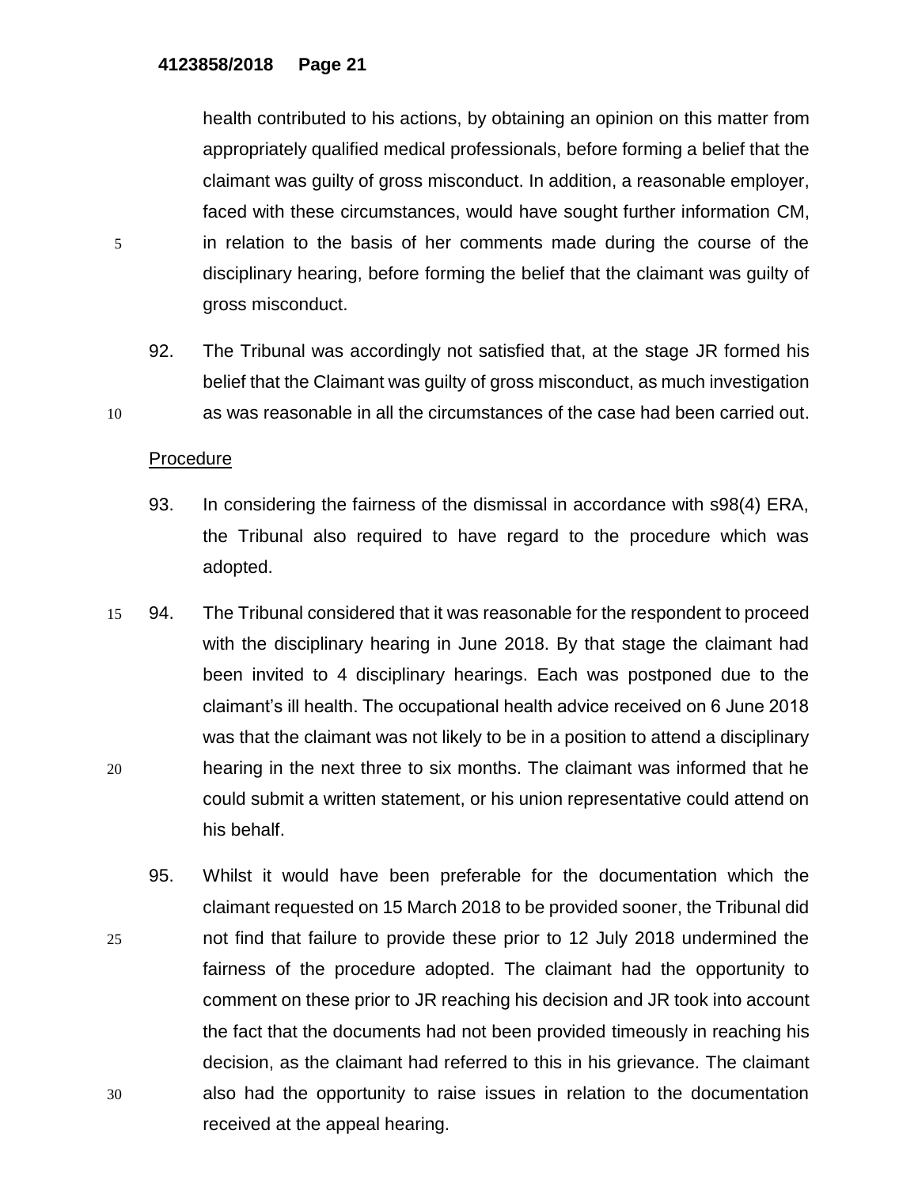health contributed to his actions, by obtaining an opinion on this matter from appropriately qualified medical professionals, before forming a belief that the claimant was guilty of gross misconduct. In addition, a reasonable employer, faced with these circumstances, would have sought further information CM, in relation to the basis of her comments made during the course of the disciplinary hearing, before forming the belief that the claimant was guilty of gross misconduct.

92. The Tribunal was accordingly not satisfied that, at the stage JR formed his belief that the Claimant was guilty of gross misconduct, as much investigation as was reasonable in all the circumstances of the case had been carried out.

Procedure

93. In considering the fairness of the dismissal in accordance with s98(4) ERA, the Tribunal also required to have regard to the procedure which was adopted.

94. The Tribunal considered that it was reasonable for the respondent to proceed with the disciplinary hearing in June 2018. By that stage the claimant had been invited to 4 disciplinary hearings. Each was postponed due to the claimant's ill health. The occupational health advice received on 6 June 2018 was that the claimant was not likely to be in a position to attend a disciplinary hearing in the next three to six months. The claimant was informed that he could submit a written statement, or his union representative could attend on his behalf.

95. Whilst it would have been preferable for the documentation which the claimant requested on 15 March 2018 to be provided sooner, the Tribunal did not find that failure to provide these prior to 12 July 2018 undermined the fairness of the procedure adopted. The claimant had the opportunity to comment on these prior to JR reaching his decision and JR took into account the fact that the documents had not been provided timeously in reaching his decision, as the claimant had referred to this in his grievance. The claimant also had the opportunity to raise issues in relation to the documentation received at the appeal hearing.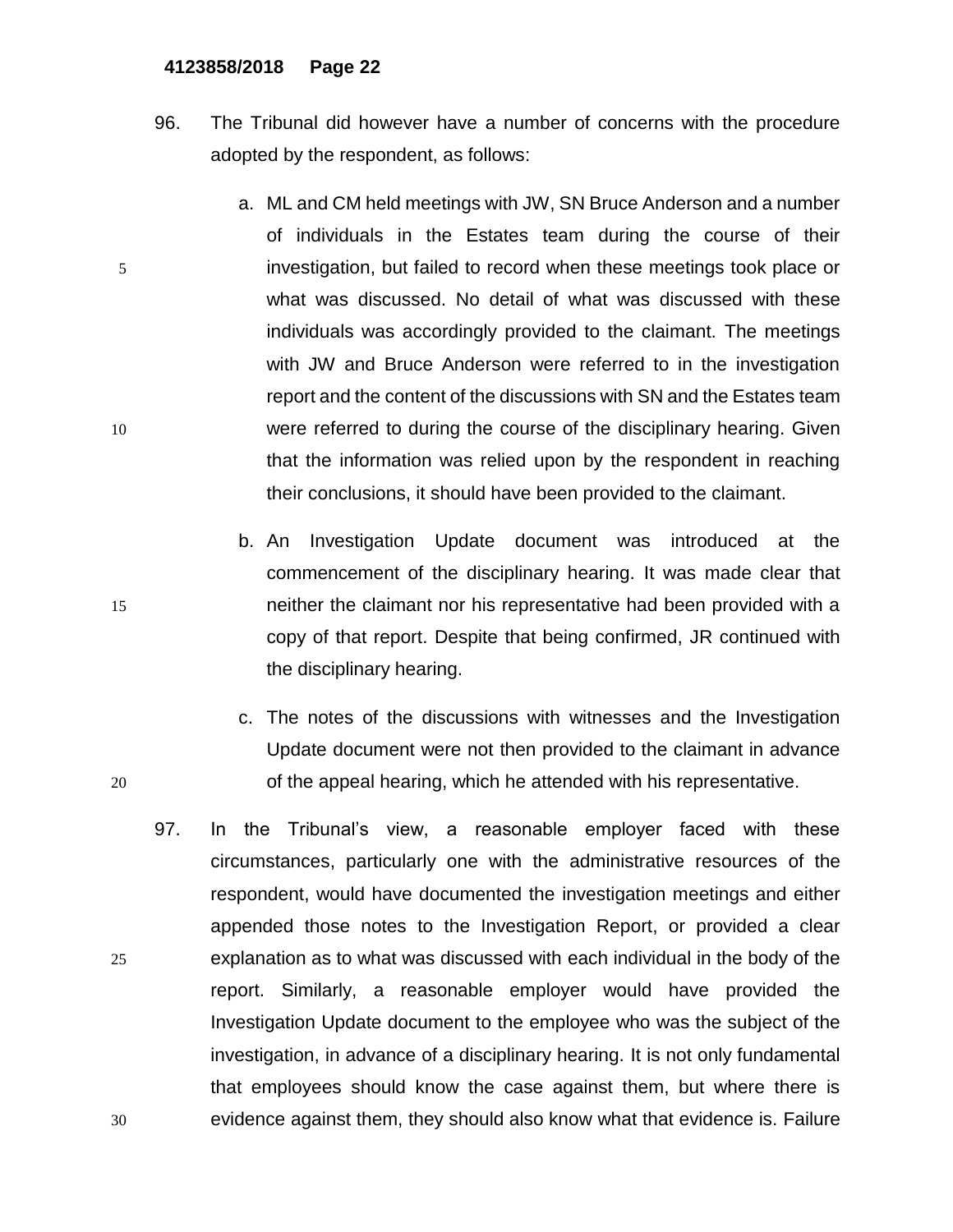96. The Tribunal did however have a number of concerns with the procedure adopted by the respondent, as follows:

    a. ML and CM held meetings with JW, SN Bruce Anderson and a number of individuals in the Estates team during the course of their investigation, but failed to record when these meetings took place or what was discussed. No detail of what was discussed with these individuals was accordingly provided to the claimant. The meetings with JW and Bruce Anderson were referred to in the investigation report and the content of the discussions with SN and the Estates team were referred to during the course of the disciplinary hearing. Given that the information was relied upon by the respondent in reaching their conclusions, it should have been provided to the claimant.

    b. An Investigation Update document was introduced at the commencement of the disciplinary hearing. It was made clear that neither the claimant nor his representative had been provided with a copy of that report. Despite that being confirmed, JR continued with the disciplinary hearing.

    c. The notes of the discussions with witnesses and the Investigation Update document were not then provided to the claimant in advance of the appeal hearing, which he attended with his representative.

97. In the Tribunal's view, a reasonable employer faced with these circumstances, particularly one with the administrative resources of the respondent, would have documented the investigation meetings and either appended those notes to the Investigation Report, or provided a clear explanation as to what was discussed with each individual in the body of the report. Similarly, a reasonable employer would have provided the Investigation Update document to the employee who was the subject of the investigation, in advance of a disciplinary hearing. It is not only fundamental that employees should know the case against them, but where there is evidence against them, they should also know what that evidence is. Failure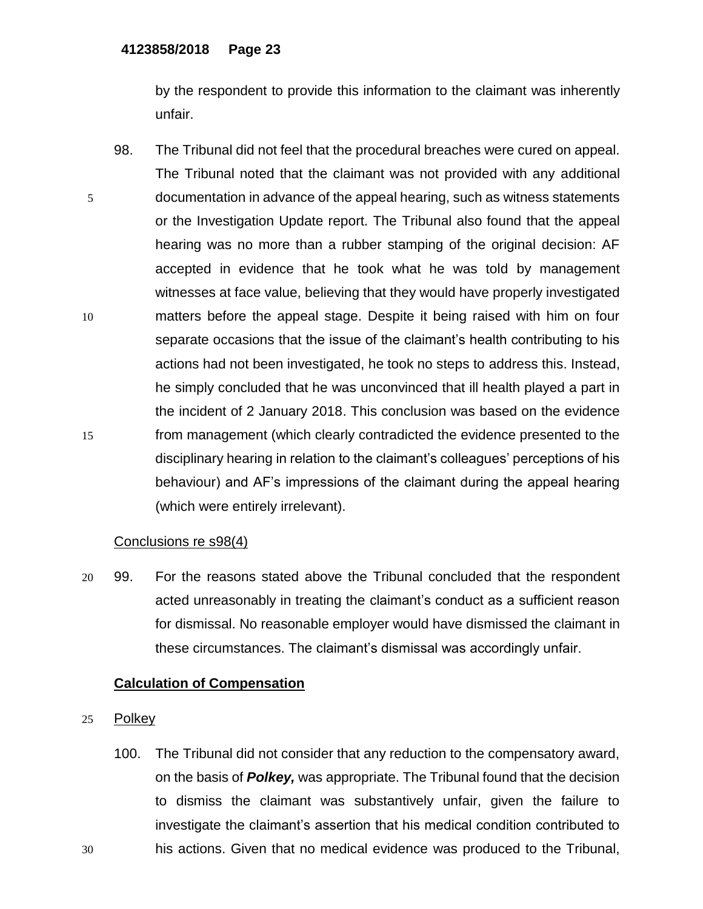by the respondent to provide this information to the claimant was inherently unfair.

98. The Tribunal did not feel that the procedural breaches were cured on appeal. The Tribunal noted that the claimant was not provided with any additional documentation in advance of the appeal hearing, such as witness statements or the Investigation Update report. The Tribunal also found that the appeal hearing was no more than a rubber stamping of the original decision: AF accepted in evidence that he took what he was told by management witnesses at face value, believing that they would have properly investigated matters before the appeal stage. Despite it being raised with him on four separate occasions that the issue of the claimant's health contributing to his actions had not been investigated, he took no steps to address this. Instead, he simply concluded that he was unconvinced that ill health played a part in the incident of 2 January 2018. This conclusion was based on the evidence from management (which clearly contradicted the evidence presented to the disciplinary hearing in relation to the claimant's colleagues' perceptions of his behaviour) and AF's impressions of the claimant during the appeal hearing (which were entirely irrelevant).

Conclusions re s98(4)

99. For the reasons stated above the Tribunal concluded that the respondent acted unreasonably in treating the claimant's conduct as a sufficient reason for dismissal. No reasonable employer would have dismissed the claimant in these circumstances. The claimant's dismissal was accordingly unfair.

## Calculation of Compensation

Polkey

100. The Tribunal did not consider that any reduction to the compensatory award, on the basis of ***Polkey,*** was appropriate. The Tribunal found that the decision to dismiss the claimant was substantively unfair, given the failure to investigate the claimant's assertion that his medical condition contributed to his actions. Given that no medical evidence was produced to the Tribunal,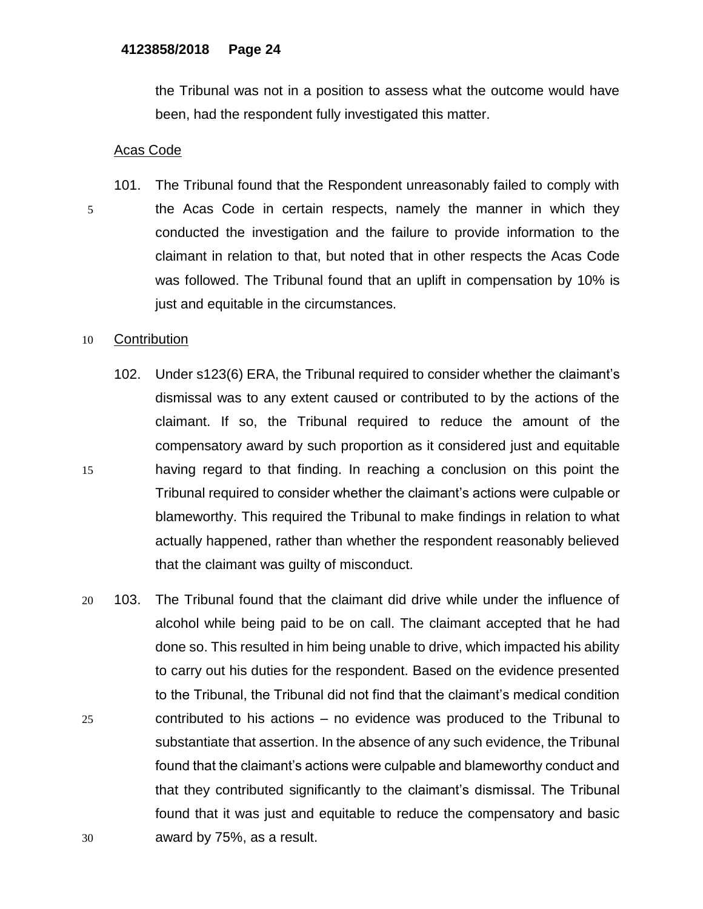the Tribunal was not in a position to assess what the outcome would have been, had the respondent fully investigated this matter.

Acas Code

101. The Tribunal found that the Respondent unreasonably failed to comply with the Acas Code in certain respects, namely the manner in which they conducted the investigation and the failure to provide information to the claimant in relation to that, but noted that in other respects the Acas Code was followed. The Tribunal found that an uplift in compensation by 10% is just and equitable in the circumstances.

Contribution

102. Under s123(6) ERA, the Tribunal required to consider whether the claimant's dismissal was to any extent caused or contributed to by the actions of the claimant. If so, the Tribunal required to reduce the amount of the compensatory award by such proportion as it considered just and equitable having regard to that finding. In reaching a conclusion on this point the Tribunal required to consider whether the claimant's actions were culpable or blameworthy. This required the Tribunal to make findings in relation to what actually happened, rather than whether the respondent reasonably believed that the claimant was guilty of misconduct.

103. The Tribunal found that the claimant did drive while under the influence of alcohol while being paid to be on call. The claimant accepted that he had done so. This resulted in him being unable to drive, which impacted his ability to carry out his duties for the respondent. Based on the evidence presented to the Tribunal, the Tribunal did not find that the claimant's medical condition contributed to his actions – no evidence was produced to the Tribunal to substantiate that assertion. In the absence of any such evidence, the Tribunal found that the claimant's actions were culpable and blameworthy conduct and that they contributed significantly to the claimant's dismissal. The Tribunal found that it was just and equitable to reduce the compensatory and basic award by 75%, as a result.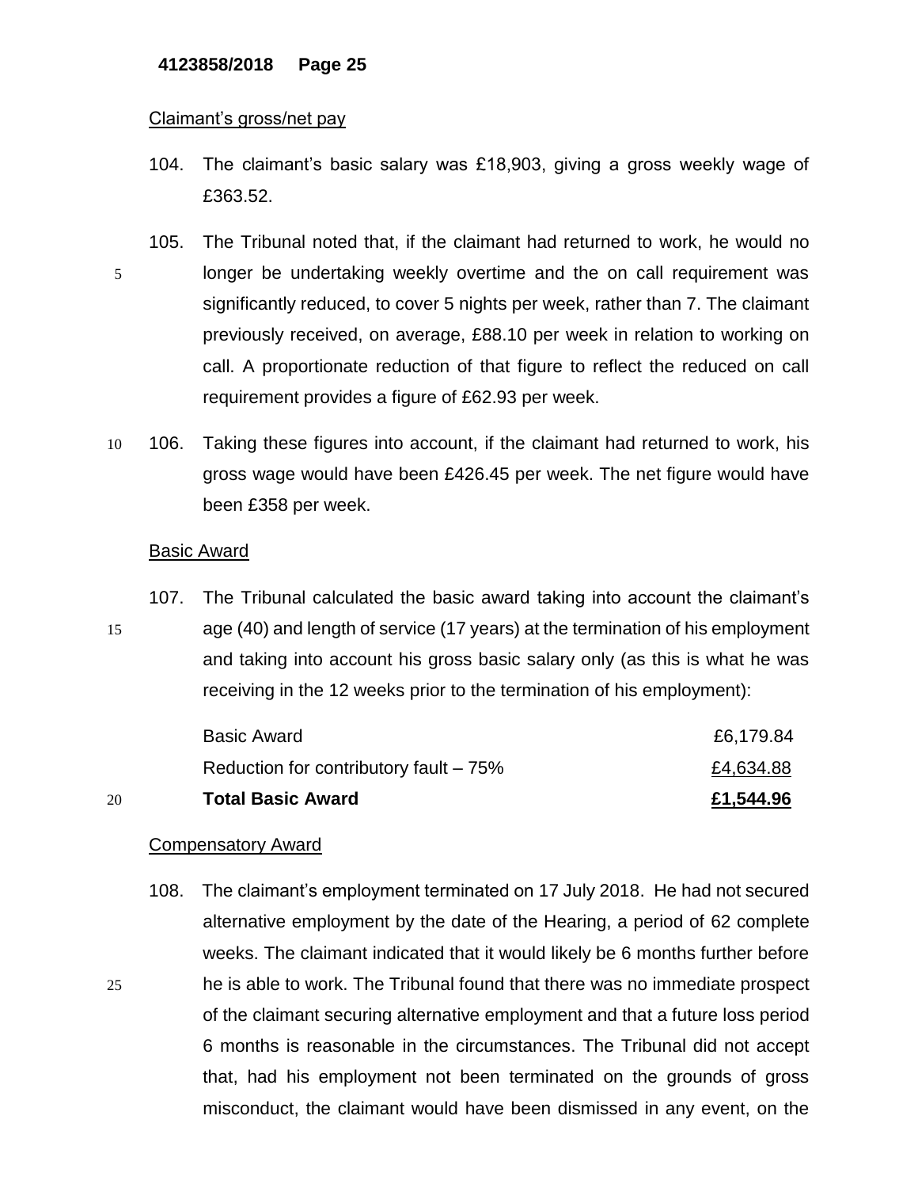Claimant's gross/net pay

104. The claimant's basic salary was £18,903, giving a gross weekly wage of £363.52.

105. The Tribunal noted that, if the claimant had returned to work, he would no longer be undertaking weekly overtime and the on call requirement was significantly reduced, to cover 5 nights per week, rather than 7. The claimant previously received, on average, £88.10 per week in relation to working on call. A proportionate reduction of that figure to reflect the reduced on call requirement provides a figure of £62.93 per week.

106. Taking these figures into account, if the claimant had returned to work, his gross wage would have been £426.45 per week. The net figure would have been £358 per week.

Basic Award

107. The Tribunal calculated the basic award taking into account the claimant's age (40) and length of service (17 years) at the termination of his employment and taking into account his gross basic salary only (as this is what he was receiving in the 12 weeks prior to the termination of his employment):

| | |
|---|---|
| Basic Award | £6,179.84 |
| Reduction for contributory fault – 75% | £4,634.88 |
| **Total Basic Award** | **£1,544.96** |

Compensatory Award

108. The claimant's employment terminated on 17 July 2018. He had not secured alternative employment by the date of the Hearing, a period of 62 complete weeks. The claimant indicated that it would likely be 6 months further before he is able to work. The Tribunal found that there was no immediate prospect of the claimant securing alternative employment and that a future loss period 6 months is reasonable in the circumstances. The Tribunal did not accept that, had his employment not been terminated on the grounds of gross misconduct, the claimant would have been dismissed in any event, on the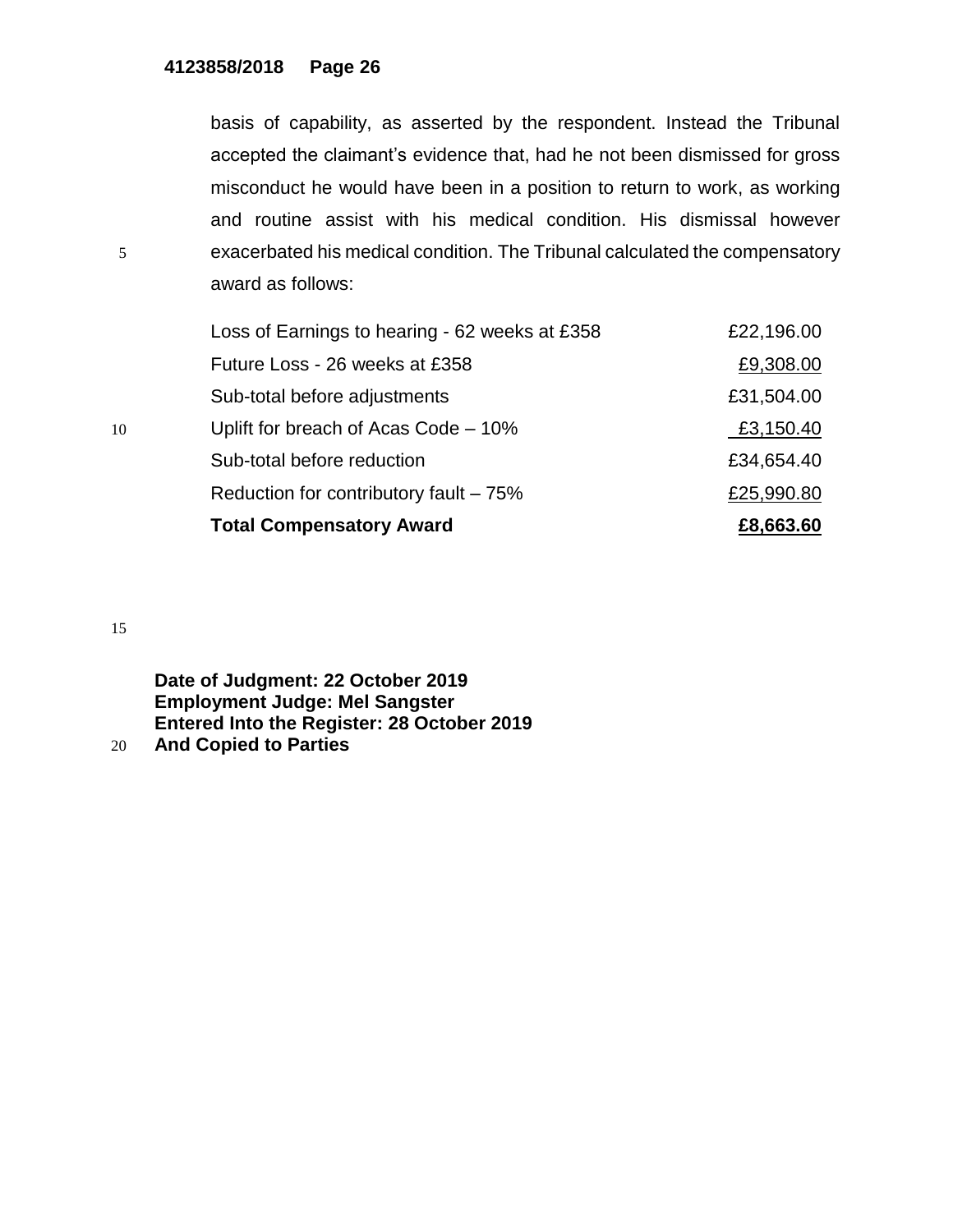basis of capability, as asserted by the respondent. Instead the Tribunal accepted the claimant's evidence that, had he not been dismissed for gross misconduct he would have been in a position to return to work, as working and routine assist with his medical condition. His dismissal however exacerbated his medical condition. The Tribunal calculated the compensatory award as follows:

| | |
|---|---|
| Loss of Earnings to hearing - 62 weeks at £358 | £22,196.00 |
| Future Loss - 26 weeks at £358 | £9,308.00 |
| Sub-total before adjustments | £31,504.00 |
| Uplift for breach of Acas Code – 10% | £3,150.40 |
| Sub-total before reduction | £34,654.40 |
| Reduction for contributory fault – 75% | £25,990.80 |
| **Total Compensatory Award** | **£8,663.60** |

**Date of Judgment: 22 October 2019**
**Employment Judge: Mel Sangster**
**Entered Into the Register: 28 October 2019**
**And Copied to Parties**